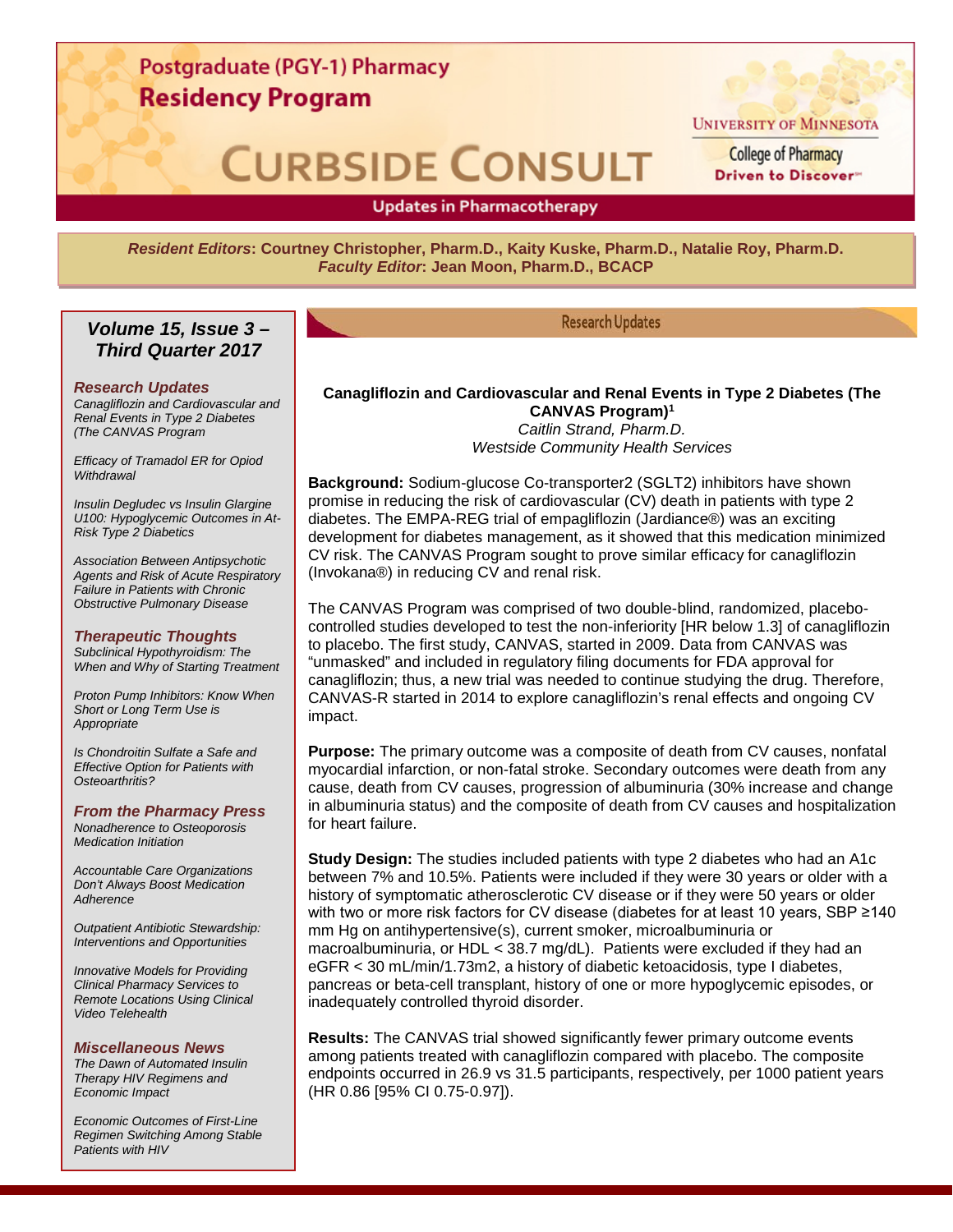# Postgraduate (PGY-1) Pharmacy Residency Program

# CURBSIDE CONSULT

University of Minnesota
College of Pharmacy
Driven to Discover

**Updates in Pharmacotherapy**

***Resident Editors*: Courtney Christopher, Pharm.D., Kaity Kuske, Pharm.D., Natalie Roy, Pharm.D.**
***Faculty Editor*: Jean Moon, Pharm.D., BCACP**

### *Volume 15, Issue 3 – Third Quarter 2017*

***Research Updates***

*Canagliflozin and Cardiovascular and Renal Events in Type 2 Diabetes (The CANVAS Program*

*Efficacy of Tramadol ER for Opiod Withdrawal*

*Insulin Degludec vs Insulin Glargine U100: Hypoglycemic Outcomes in At-Risk Type 2 Diabetics*

*Association Between Antipsychotic Agents and Risk of Acute Respiratory Failure in Patients with Chronic Obstructive Pulmonary Disease*

***Therapeutic Thoughts***

*Subclinical Hypothyroidism: The When and Why of Starting Treatment*

*Proton Pump Inhibitors: Know When Short or Long Term Use is Appropriate*

*Is Chondroitin Sulfate a Safe and Effective Option for Patients with Osteoarthritis?*

***From the Pharmacy Press***

*Nonadherence to Osteoporosis Medication Initiation*

*Accountable Care Organizations Don't Always Boost Medication Adherence*

*Outpatient Antibiotic Stewardship: Interventions and Opportunities*

*Innovative Models for Providing Clinical Pharmacy Services to Remote Locations Using Clinical Video Telehealth*

***Miscellaneous News***

*The Dawn of Automated Insulin Therapy HIV Regimens and Economic Impact*

*Economic Outcomes of First-Line Regimen Switching Among Stable Patients with HIV*

## Research Updates

### Canagliflozin and Cardiovascular and Renal Events in Type 2 Diabetes (The CANVAS Program)[1]

*Caitlin Strand, Pharm.D.*
*Westside Community Health Services*

**Background:** Sodium-glucose Co-transporter2 (SGLT2) inhibitors have shown promise in reducing the risk of cardiovascular (CV) death in patients with type 2 diabetes. The EMPA-REG trial of empagliflozin (Jardiance®) was an exciting development for diabetes management, as it showed that this medication minimized CV risk. The CANVAS Program sought to prove similar efficacy for canagliflozin (Invokana®) in reducing CV and renal risk.

The CANVAS Program was comprised of two double-blind, randomized, placebo-controlled studies developed to test the non-inferiority [HR below 1.3] of canagliflozin to placebo. The first study, CANVAS, started in 2009. Data from CANVAS was "unmasked" and included in regulatory filing documents for FDA approval for canagliflozin; thus, a new trial was needed to continue studying the drug. Therefore, CANVAS-R started in 2014 to explore canagliflozin's renal effects and ongoing CV impact.

**Purpose:** The primary outcome was a composite of death from CV causes, nonfatal myocardial infarction, or non-fatal stroke. Secondary outcomes were death from any cause, death from CV causes, progression of albuminuria (30% increase and change in albuminuria status) and the composite of death from CV causes and hospitalization for heart failure.

**Study Design:** The studies included patients with type 2 diabetes who had an A1c between 7% and 10.5%. Patients were included if they were 30 years or older with a history of symptomatic atherosclerotic CV disease or if they were 50 years or older with two or more risk factors for CV disease (diabetes for at least 10 years, SBP ≥140 mm Hg on antihypertensive(s), current smoker, microalbuminuria or macroalbuminuria, or HDL < 38.7 mg/dL). Patients were excluded if they had an eGFR < 30 mL/min/1.73m2, a history of diabetic ketoacidosis, type I diabetes, pancreas or beta-cell transplant, history of one or more hypoglycemic episodes, or inadequately controlled thyroid disorder.

**Results:** The CANVAS trial showed significantly fewer primary outcome events among patients treated with canagliflozin compared with placebo. The composite endpoints occurred in 26.9 vs 31.5 participants, respectively, per 1000 patient years (HR 0.86 [95% CI 0.75-0.97]).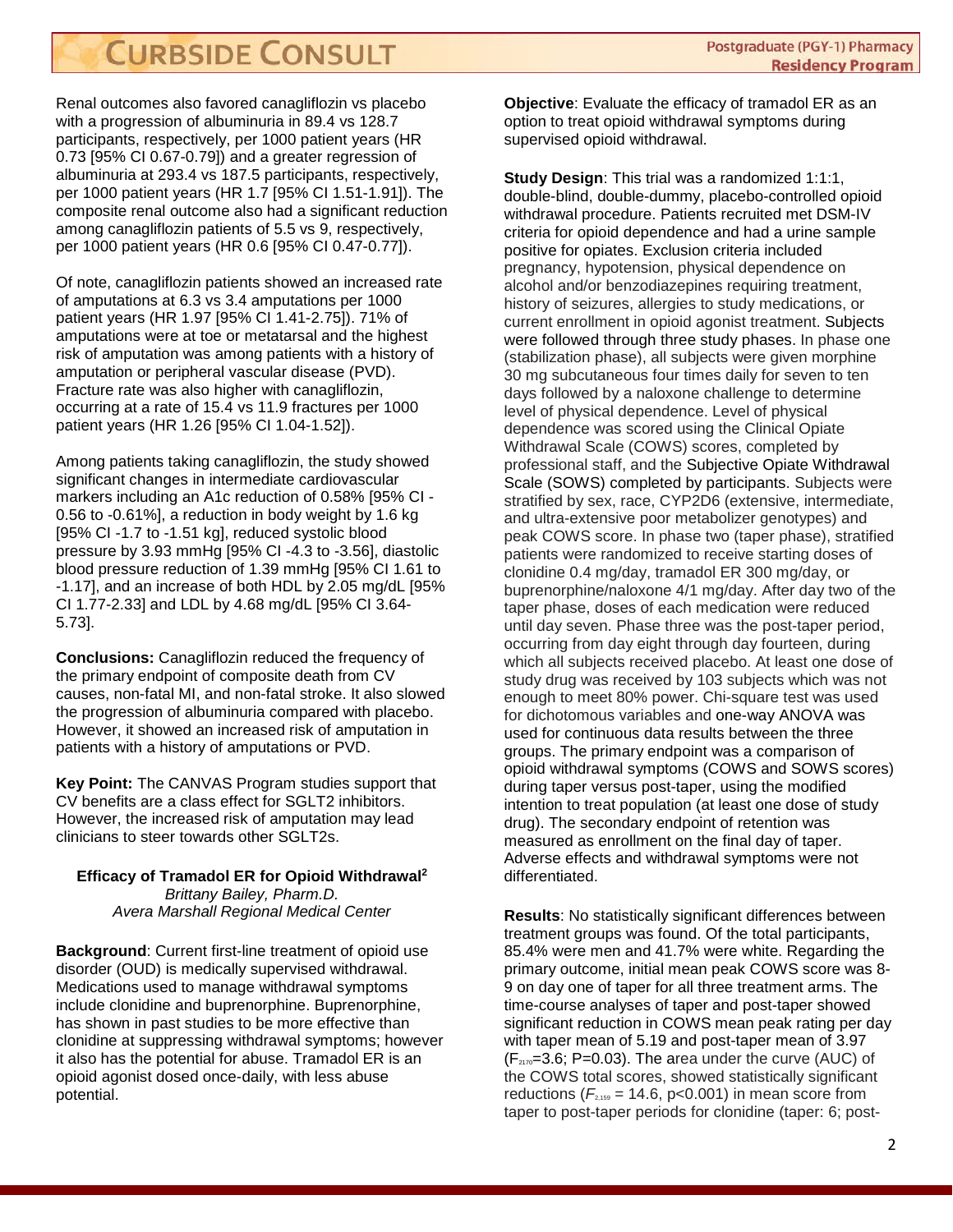Renal outcomes also favored canagliflozin vs placebo with a progression of albuminuria in 89.4 vs 128.7 participants, respectively, per 1000 patient years (HR 0.73 [95% CI 0.67-0.79]) and a greater regression of albuminuria at 293.4 vs 187.5 participants, respectively, per 1000 patient years (HR 1.7 [95% CI 1.51-1.91]). The composite renal outcome also had a significant reduction among canagliflozin patients of 5.5 vs 9, respectively, per 1000 patient years (HR 0.6 [95% CI 0.47-0.77]).

Of note, canagliflozin patients showed an increased rate of amputations at 6.3 vs 3.4 amputations per 1000 patient years (HR 1.97 [95% CI 1.41-2.75]). 71% of amputations were at toe or metatarsal and the highest risk of amputation was among patients with a history of amputation or peripheral vascular disease (PVD). Fracture rate was also higher with canagliflozin, occurring at a rate of 15.4 vs 11.9 fractures per 1000 patient years (HR 1.26 [95% CI 1.04-1.52]).

Among patients taking canagliflozin, the study showed significant changes in intermediate cardiovascular markers including an A1c reduction of 0.58% [95% CI -0.56 to -0.61%], a reduction in body weight by 1.6 kg [95% CI -1.7 to -1.51 kg], reduced systolic blood pressure by 3.93 mmHg [95% CI -4.3 to -3.56], diastolic blood pressure reduction of 1.39 mmHg [95% CI 1.61 to -1.17], and an increase of both HDL by 2.05 mg/dL [95% CI 1.77-2.33] and LDL by 4.68 mg/dL [95% CI 3.64-5.73].

**Conclusions:** Canagliflozin reduced the frequency of the primary endpoint of composite death from CV causes, non-fatal MI, and non-fatal stroke. It also slowed the progression of albuminuria compared with placebo. However, it showed an increased risk of amputation in patients with a history of amputations or PVD.

**Key Point:** The CANVAS Program studies support that CV benefits are a class effect for SGLT2 inhibitors. However, the increased risk of amputation may lead clinicians to steer towards other SGLT2s.

### Efficacy of Tramadol ER for Opioid Withdrawal[2]

*Brittany Bailey, Pharm.D.*
*Avera Marshall Regional Medical Center*

**Background**: Current first-line treatment of opioid use disorder (OUD) is medically supervised withdrawal. Medications used to manage withdrawal symptoms include clonidine and buprenorphine. Buprenorphine, has shown in past studies to be more effective than clonidine at suppressing withdrawal symptoms; however it also has the potential for abuse. Tramadol ER is an opioid agonist dosed once-daily, with less abuse potential.

**Objective**: Evaluate the efficacy of tramadol ER as an option to treat opioid withdrawal symptoms during supervised opioid withdrawal.

**Study Design**: This trial was a randomized 1:1:1, double-blind, double-dummy, placebo-controlled opioid withdrawal procedure. Patients recruited met DSM-IV criteria for opioid dependence and had a urine sample positive for opiates. Exclusion criteria included pregnancy, hypotension, physical dependence on alcohol and/or benzodiazepines requiring treatment, history of seizures, allergies to study medications, or current enrollment in opioid agonist treatment. Subjects were followed through three study phases. In phase one (stabilization phase), all subjects were given morphine 30 mg subcutaneous four times daily for seven to ten days followed by a naloxone challenge to determine level of physical dependence. Level of physical dependence was scored using the Clinical Opiate Withdrawal Scale (COWS) scores, completed by professional staff, and the Subjective Opiate Withdrawal Scale (SOWS) completed by participants. Subjects were stratified by sex, race, CYP2D6 (extensive, intermediate, and ultra-extensive poor metabolizer genotypes) and peak COWS score. In phase two (taper phase), stratified patients were randomized to receive starting doses of clonidine 0.4 mg/day, tramadol ER 300 mg/day, or buprenorphine/naloxone 4/1 mg/day. After day two of the taper phase, doses of each medication were reduced until day seven. Phase three was the post-taper period, occurring from day eight through day fourteen, during which all subjects received placebo. At least one dose of study drug was received by 103 subjects which was not enough to meet 80% power. Chi-square test was used for dichotomous variables and one-way ANOVA was used for continuous data results between the three groups. The primary endpoint was a comparison of opioid withdrawal symptoms (COWS and SOWS scores) during taper versus post-taper, using the modified intention to treat population (at least one dose of study drug). The secondary endpoint of retention was measured as enrollment on the final day of taper. Adverse effects and withdrawal symptoms were not differentiated.

**Results**: No statistically significant differences between treatment groups was found. Of the total participants, 85.4% were men and 41.7% were white. Regarding the primary outcome, initial mean peak COWS score was 8-9 on day one of taper for all three treatment arms. The time-course analyses of taper and post-taper showed significant reduction in COWS mean peak rating per day with taper mean of 5.19 and post-taper mean of 3.97 ($F_{2,170}$=3.6; P=0.03). The area under the curve (AUC) of the COWS total scores, showed statistically significant reductions ($F_{2,159}$ = 14.6, p<0.001) in mean score from taper to post-taper periods for clonidine (taper: 6; post-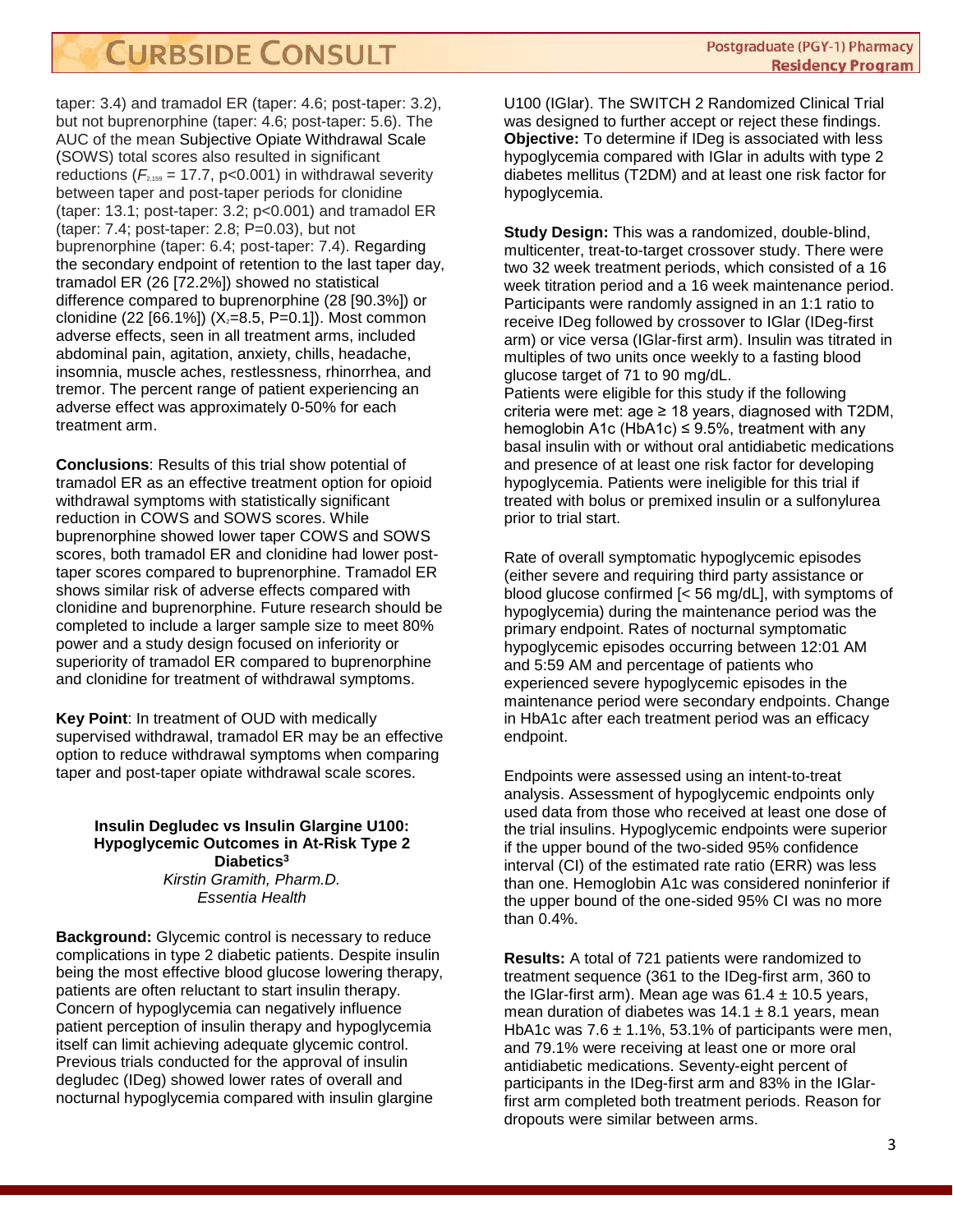taper: 3.4) and tramadol ER (taper: 4.6; post-taper: 3.2), but not buprenorphine (taper: 4.6; post-taper: 5.6). The AUC of the mean Subjective Opiate Withdrawal Scale (SOWS) total scores also resulted in significant reductions ($F_{2,159}$ = 17.7, p<0.001) in withdrawal severity between taper and post-taper periods for clonidine (taper: 13.1; post-taper: 3.2; p<0.001) and tramadol ER (taper: 7.4; post-taper: 2.8; P=0.03), but not buprenorphine (taper: 6.4; post-taper: 7.4). Regarding the secondary endpoint of retention to the last taper day, tramadol ER (26 [72.2%]) showed no statistical difference compared to buprenorphine (28 [90.3%]) or clonidine (22 [66.1%]) ($X_2$=8.5, P=0.1]). Most common adverse effects, seen in all treatment arms, included abdominal pain, agitation, anxiety, chills, headache, insomnia, muscle aches, restlessness, rhinorrhea, and tremor. The percent range of patient experiencing an adverse effect was approximately 0-50% for each treatment arm.

**Conclusions**: Results of this trial show potential of tramadol ER as an effective treatment option for opioid withdrawal symptoms with statistically significant reduction in COWS and SOWS scores. While buprenorphine showed lower taper COWS and SOWS scores, both tramadol ER and clonidine had lower post-taper scores compared to buprenorphine. Tramadol ER shows similar risk of adverse effects compared with clonidine and buprenorphine. Future research should be completed to include a larger sample size to meet 80% power and a study design focused on inferiority or superiority of tramadol ER compared to buprenorphine and clonidine for treatment of withdrawal symptoms.

**Key Point**: In treatment of OUD with medically supervised withdrawal, tramadol ER may be an effective option to reduce withdrawal symptoms when comparing taper and post-taper opiate withdrawal scale scores.

### Insulin Degludec vs Insulin Glargine U100: Hypoglycemic Outcomes in At-Risk Type 2 Diabetics[3]

*Kirstin Gramith, Pharm.D.*
*Essentia Health*

**Background:** Glycemic control is necessary to reduce complications in type 2 diabetic patients. Despite insulin being the most effective blood glucose lowering therapy, patients are often reluctant to start insulin therapy. Concern of hypoglycemia can negatively influence patient perception of insulin therapy and hypoglycemia itself can limit achieving adequate glycemic control. Previous trials conducted for the approval of insulin degludec (IDeg) showed lower rates of overall and nocturnal hypoglycemia compared with insulin glargine U100 (IGlar). The SWITCH 2 Randomized Clinical Trial was designed to further accept or reject these findings.
**Objective:** To determine if IDeg is associated with less hypoglycemia compared with IGlar in adults with type 2 diabetes mellitus (T2DM) and at least one risk factor for hypoglycemia.

**Study Design:** This was a randomized, double-blind, multicenter, treat-to-target crossover study. There were two 32 week treatment periods, which consisted of a 16 week titration period and a 16 week maintenance period. Participants were randomly assigned in an 1:1 ratio to receive IDeg followed by crossover to IGlar (IDeg-first arm) or vice versa (IGlar-first arm). Insulin was titrated in multiples of two units once weekly to a fasting blood glucose target of 71 to 90 mg/dL.
Patients were eligible for this study if the following criteria were met: age ≥ 18 years, diagnosed with T2DM, hemoglobin A1c (HbA1c) ≤ 9.5%, treatment with any basal insulin with or without oral antidiabetic medications and presence of at least one risk factor for developing hypoglycemia. Patients were ineligible for this trial if treated with bolus or premixed insulin or a sulfonylurea prior to trial start.

Rate of overall symptomatic hypoglycemic episodes (either severe and requiring third party assistance or blood glucose confirmed [< 56 mg/dL], with symptoms of hypoglycemia) during the maintenance period was the primary endpoint. Rates of nocturnal symptomatic hypoglycemic episodes occurring between 12:01 AM and 5:59 AM and percentage of patients who experienced severe hypoglycemic episodes in the maintenance period were secondary endpoints. Change in HbA1c after each treatment period was an efficacy endpoint.

Endpoints were assessed using an intent-to-treat analysis. Assessment of hypoglycemic endpoints only used data from those who received at least one dose of the trial insulins. Hypoglycemic endpoints were superior if the upper bound of the two-sided 95% confidence interval (CI) of the estimated rate ratio (ERR) was less than one. Hemoglobin A1c was considered noninferior if the upper bound of the one-sided 95% CI was no more than 0.4%.

**Results:** A total of 721 patients were randomized to treatment sequence (361 to the IDeg-first arm, 360 to the IGlar-first arm). Mean age was 61.4 ± 10.5 years, mean duration of diabetes was 14.1 ± 8.1 years, mean HbA1c was 7.6 ± 1.1%, 53.1% of participants were men, and 79.1% were receiving at least one or more oral antidiabetic medications. Seventy-eight percent of participants in the IDeg-first arm and 83% in the IGlar-first arm completed both treatment periods. Reason for dropouts were similar between arms.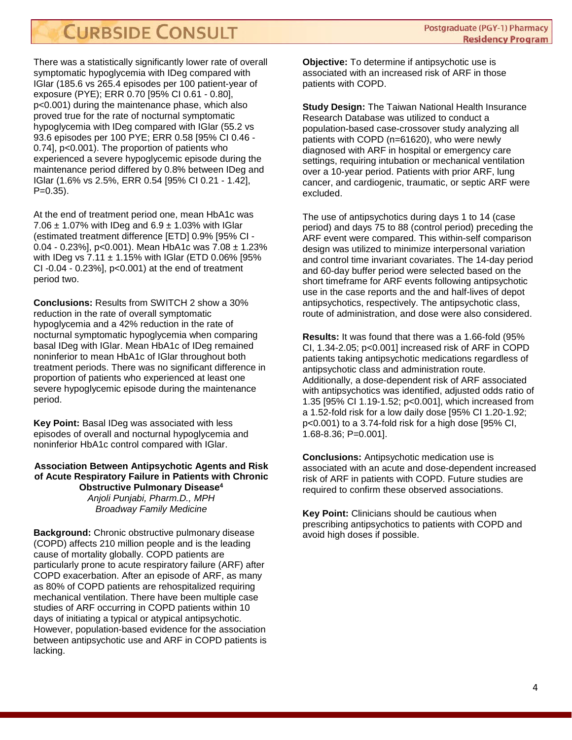There was a statistically significantly lower rate of overall symptomatic hypoglycemia with IDeg compared with IGlar (185.6 vs 265.4 episodes per 100 patient-year of exposure (PYE); ERR 0.70 [95% CI 0.61 - 0.80], p<0.001) during the maintenance phase, which also proved true for the rate of nocturnal symptomatic hypoglycemia with IDeg compared with IGlar (55.2 vs 93.6 episodes per 100 PYE; ERR 0.58 [95% CI 0.46 - 0.74], p<0.001). The proportion of patients who experienced a severe hypoglycemic episode during the maintenance period differed by 0.8% between IDeg and IGlar (1.6% vs 2.5%, ERR 0.54 [95% CI 0.21 - 1.42], P=0.35).

At the end of treatment period one, mean HbA1c was 7.06 ± 1.07% with IDeg and 6.9 ± 1.03% with IGlar (estimated treatment difference [ETD] 0.9% [95% CI - 0.04 - 0.23%], p<0.001). Mean HbA1c was 7.08 ± 1.23% with IDeg vs 7.11 ± 1.15% with IGlar (ETD 0.06% [95% CI -0.04 - 0.23%], p<0.001) at the end of treatment period two.

**Conclusions:** Results from SWITCH 2 show a 30% reduction in the rate of overall symptomatic hypoglycemia and a 42% reduction in the rate of nocturnal symptomatic hypoglycemia when comparing basal IDeg with IGlar. Mean HbA1c of IDeg remained noninferior to mean HbA1c of IGlar throughout both treatment periods. There was no significant difference in proportion of patients who experienced at least one severe hypoglycemic episode during the maintenance period.

**Key Point:** Basal IDeg was associated with less episodes of overall and nocturnal hypoglycemia and noninferior HbA1c control compared with IGlar.

### Association Between Antipsychotic Agents and Risk of Acute Respiratory Failure in Patients with Chronic Obstructive Pulmonary Disease[4]

*Anjoli Punjabi, Pharm.D., MPH*
*Broadway Family Medicine*

**Background:** Chronic obstructive pulmonary disease (COPD) affects 210 million people and is the leading cause of mortality globally. COPD patients are particularly prone to acute respiratory failure (ARF) after COPD exacerbation. After an episode of ARF, as many as 80% of COPD patients are rehospitalized requiring mechanical ventilation. There have been multiple case studies of ARF occurring in COPD patients within 10 days of initiating a typical or atypical antipsychotic. However, population-based evidence for the association between antipsychotic use and ARF in COPD patients is lacking.

**Objective:** To determine if antipsychotic use is associated with an increased risk of ARF in those patients with COPD.

**Study Design:** The Taiwan National Health Insurance Research Database was utilized to conduct a population-based case-crossover study analyzing all patients with COPD (n=61620), who were newly diagnosed with ARF in hospital or emergency care settings, requiring intubation or mechanical ventilation over a 10-year period. Patients with prior ARF, lung cancer, and cardiogenic, traumatic, or septic ARF were excluded.

The use of antipsychotics during days 1 to 14 (case period) and days 75 to 88 (control period) preceding the ARF event were compared. This within-self comparison design was utilized to minimize interpersonal variation and control time invariant covariates. The 14-day period and 60-day buffer period were selected based on the short timeframe for ARF events following antipsychotic use in the case reports and the and half-lives of depot antipsychotics, respectively. The antipsychotic class, route of administration, and dose were also considered.

**Results:** It was found that there was a 1.66-fold (95% CI, 1.34-2.05; p<0.001] increased risk of ARF in COPD patients taking antipsychotic medications regardless of antipsychotic class and administration route. Additionally, a dose-dependent risk of ARF associated with antipsychotics was identified, adjusted odds ratio of 1.35 [95% CI 1.19-1.52; p<0.001], which increased from a 1.52-fold risk for a low daily dose [95% CI 1.20-1.92; p<0.001) to a 3.74-fold risk for a high dose [95% CI, 1.68-8.36; P=0.001].

**Conclusions:** Antipsychotic medication use is associated with an acute and dose-dependent increased risk of ARF in patients with COPD. Future studies are required to confirm these observed associations.

**Key Point:** Clinicians should be cautious when prescribing antipsychotics to patients with COPD and avoid high doses if possible.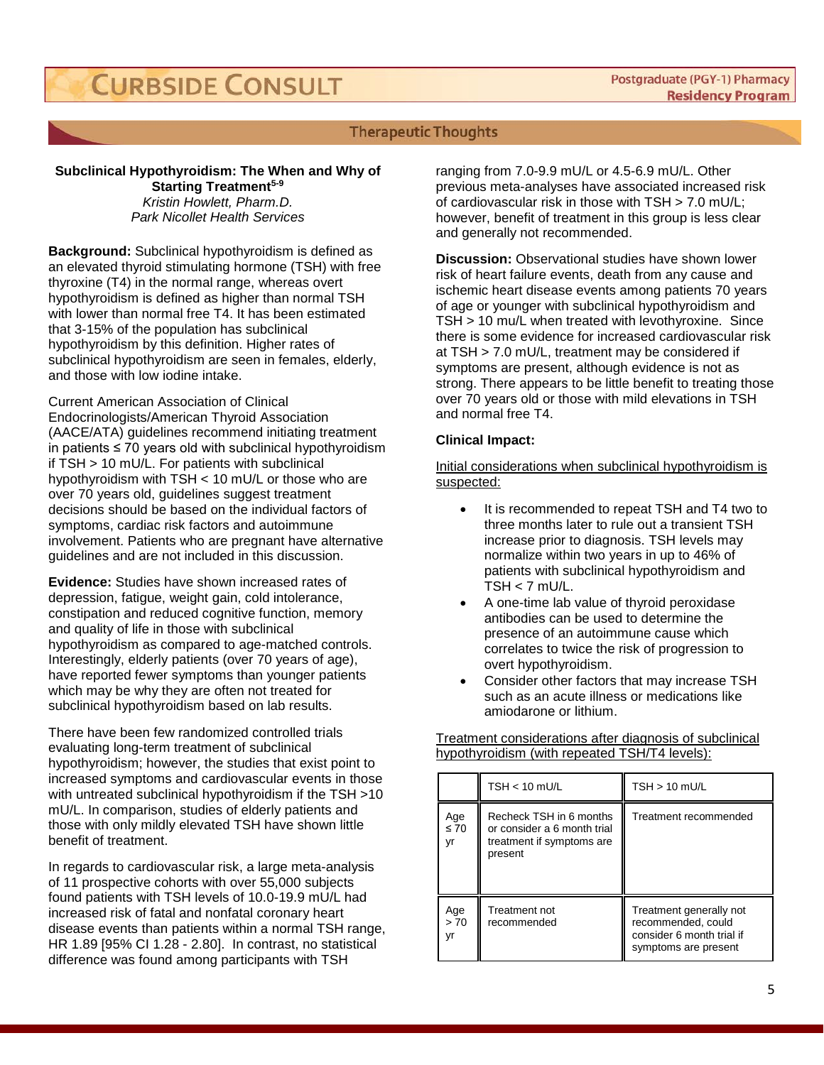## Therapeutic Thoughts

### Subclinical Hypothyroidism: The When and Why of Starting Treatment[5-9]

*Kristin Howlett, Pharm.D.*
*Park Nicollet Health Services*

**Background:** Subclinical hypothyroidism is defined as an elevated thyroid stimulating hormone (TSH) with free thyroxine (T4) in the normal range, whereas overt hypothyroidism is defined as higher than normal TSH with lower than normal free T4. It has been estimated that 3-15% of the population has subclinical hypothyroidism by this definition. Higher rates of subclinical hypothyroidism are seen in females, elderly, and those with low iodine intake.

Current American Association of Clinical Endocrinologists/American Thyroid Association (AACE/ATA) guidelines recommend initiating treatment in patients ≤ 70 years old with subclinical hypothyroidism if TSH > 10 mU/L. For patients with subclinical hypothyroidism with TSH < 10 mU/L or those who are over 70 years old, guidelines suggest treatment decisions should be based on the individual factors of symptoms, cardiac risk factors and autoimmune involvement. Patients who are pregnant have alternative guidelines and are not included in this discussion.

**Evidence:** Studies have shown increased rates of depression, fatigue, weight gain, cold intolerance, constipation and reduced cognitive function, memory and quality of life in those with subclinical hypothyroidism as compared to age-matched controls. Interestingly, elderly patients (over 70 years of age), have reported fewer symptoms than younger patients which may be why they are often not treated for subclinical hypothyroidism based on lab results.

There have been few randomized controlled trials evaluating long-term treatment of subclinical hypothyroidism; however, the studies that exist point to increased symptoms and cardiovascular events in those with untreated subclinical hypothyroidism if the TSH >10 mU/L. In comparison, studies of elderly patients and those with only mildly elevated TSH have shown little benefit of treatment.

In regards to cardiovascular risk, a large meta-analysis of 11 prospective cohorts with over 55,000 subjects found patients with TSH levels of 10.0-19.9 mU/L had increased risk of fatal and nonfatal coronary heart disease events than patients within a normal TSH range, HR 1.89 [95% CI 1.28 - 2.80]. In contrast, no statistical difference was found among participants with TSH ranging from 7.0-9.9 mU/L or 4.5-6.9 mU/L. Other previous meta-analyses have associated increased risk of cardiovascular risk in those with TSH > 7.0 mU/L; however, benefit of treatment in this group is less clear and generally not recommended.

**Discussion:** Observational studies have shown lower risk of heart failure events, death from any cause and ischemic heart disease events among patients 70 years of age or younger with subclinical hypothyroidism and TSH > 10 mu/L when treated with levothyroxine. Since there is some evidence for increased cardiovascular risk at TSH > 7.0 mU/L, treatment may be considered if symptoms are present, although evidence is not as strong. There appears to be little benefit to treating those over 70 years old or those with mild elevations in TSH and normal free T4.

**Clinical Impact:**

Initial considerations when subclinical hypothyroidism is suspected:

- It is recommended to repeat TSH and T4 two to three months later to rule out a transient TSH increase prior to diagnosis. TSH levels may normalize within two years in up to 46% of patients with subclinical hypothyroidism and TSH < 7 mU/L.
- A one-time lab value of thyroid peroxidase antibodies can be used to determine the presence of an autoimmune cause which correlates to twice the risk of progression to overt hypothyroidism.
- Consider other factors that may increase TSH such as an acute illness or medications like amiodarone or lithium.

Treatment considerations after diagnosis of subclinical hypothyroidism (with repeated TSH/T4 levels):

| | TSH < 10 mU/L | TSH > 10 mU/L |
|---|---|---|
| Age ≤ 70 yr | Recheck TSH in 6 months or consider a 6 month trial treatment if symptoms are present | Treatment recommended |
| Age > 70 yr | Treatment not recommended | Treatment generally not recommended, could consider 6 month trial if symptoms are present |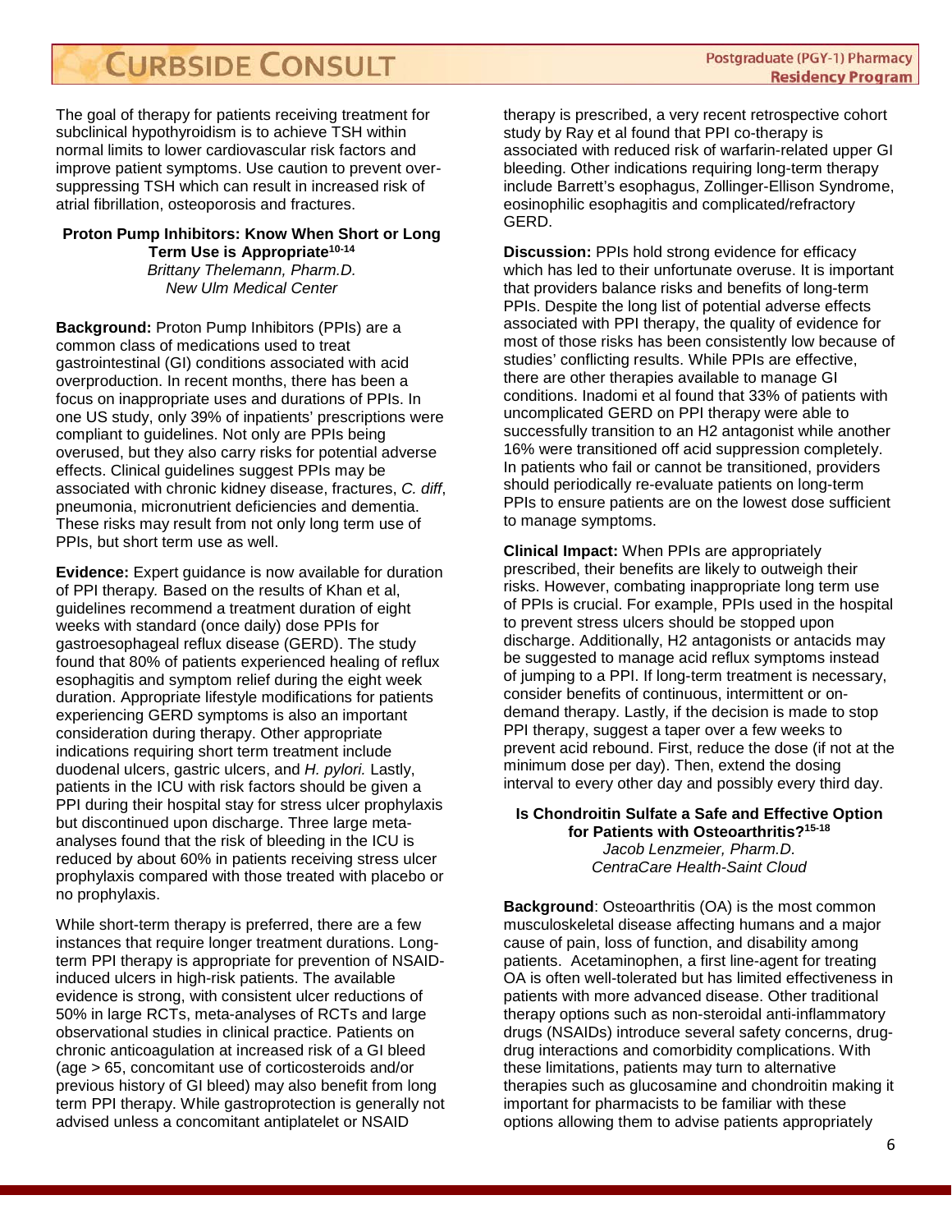The goal of therapy for patients receiving treatment for subclinical hypothyroidism is to achieve TSH within normal limits to lower cardiovascular risk factors and improve patient symptoms. Use caution to prevent over-suppressing TSH which can result in increased risk of atrial fibrillation, osteoporosis and fractures.

### Proton Pump Inhibitors: Know When Short or Long Term Use is Appropriate[10-14]

*Brittany Thelemann, Pharm.D.*
*New Ulm Medical Center*

**Background:** Proton Pump Inhibitors (PPIs) are a common class of medications used to treat gastrointestinal (GI) conditions associated with acid overproduction. In recent months, there has been a focus on inappropriate uses and durations of PPIs. In one US study, only 39% of inpatients' prescriptions were compliant to guidelines. Not only are PPIs being overused, but they also carry risks for potential adverse effects. Clinical guidelines suggest PPIs may be associated with chronic kidney disease, fractures, *C. diff*, pneumonia, micronutrient deficiencies and dementia. These risks may result from not only long term use of PPIs, but short term use as well.

**Evidence:** Expert guidance is now available for duration of PPI therapy. Based on the results of Khan et al, guidelines recommend a treatment duration of eight weeks with standard (once daily) dose PPIs for gastroesophageal reflux disease (GERD). The study found that 80% of patients experienced healing of reflux esophagitis and symptom relief during the eight week duration. Appropriate lifestyle modifications for patients experiencing GERD symptoms is also an important consideration during therapy. Other appropriate indications requiring short term treatment include duodenal ulcers, gastric ulcers, and *H. pylori.* Lastly, patients in the ICU with risk factors should be given a PPI during their hospital stay for stress ulcer prophylaxis but discontinued upon discharge. Three large meta-analyses found that the risk of bleeding in the ICU is reduced by about 60% in patients receiving stress ulcer prophylaxis compared with those treated with placebo or no prophylaxis.

While short-term therapy is preferred, there are a few instances that require longer treatment durations. Long-term PPI therapy is appropriate for prevention of NSAID-induced ulcers in high-risk patients. The available evidence is strong, with consistent ulcer reductions of 50% in large RCTs, meta-analyses of RCTs and large observational studies in clinical practice. Patients on chronic anticoagulation at increased risk of a GI bleed (age > 65, concomitant use of corticosteroids and/or previous history of GI bleed) may also benefit from long term PPI therapy. While gastroprotection is generally not advised unless a concomitant antiplatelet or NSAID therapy is prescribed, a very recent retrospective cohort study by Ray et al found that PPI co-therapy is associated with reduced risk of warfarin-related upper GI bleeding. Other indications requiring long-term therapy include Barrett's esophagus, Zollinger-Ellison Syndrome, eosinophilic esophagitis and complicated/refractory GERD.

**Discussion:** PPIs hold strong evidence for efficacy which has led to their unfortunate overuse. It is important that providers balance risks and benefits of long-term PPIs. Despite the long list of potential adverse effects associated with PPI therapy, the quality of evidence for most of those risks has been consistently low because of studies' conflicting results. While PPIs are effective, there are other therapies available to manage GI conditions. Inadomi et al found that 33% of patients with uncomplicated GERD on PPI therapy were able to successfully transition to an H2 antagonist while another 16% were transitioned off acid suppression completely. In patients who fail or cannot be transitioned, providers should periodically re-evaluate patients on long-term PPIs to ensure patients are on the lowest dose sufficient to manage symptoms.

**Clinical Impact:** When PPIs are appropriately prescribed, their benefits are likely to outweigh their risks. However, combating inappropriate long term use of PPIs is crucial. For example, PPIs used in the hospital to prevent stress ulcers should be stopped upon discharge. Additionally, H2 antagonists or antacids may be suggested to manage acid reflux symptoms instead of jumping to a PPI. If long-term treatment is necessary, consider benefits of continuous, intermittent or on-demand therapy. Lastly, if the decision is made to stop PPI therapy, suggest a taper over a few weeks to prevent acid rebound. First, reduce the dose (if not at the minimum dose per day). Then, extend the dosing interval to every other day and possibly every third day.

### Is Chondroitin Sulfate a Safe and Effective Option for Patients with Osteoarthritis?[15-18]

*Jacob Lenzmeier, Pharm.D.*
*CentraCare Health-Saint Cloud*

**Background**: Osteoarthritis (OA) is the most common musculoskeletal disease affecting humans and a major cause of pain, loss of function, and disability among patients. Acetaminophen, a first line-agent for treating OA is often well-tolerated but has limited effectiveness in patients with more advanced disease. Other traditional therapy options such as non-steroidal anti-inflammatory drugs (NSAIDs) introduce several safety concerns, drug-drug interactions and comorbidity complications. With these limitations, patients may turn to alternative therapies such as glucosamine and chondroitin making it important for pharmacists to be familiar with these options allowing them to advise patients appropriately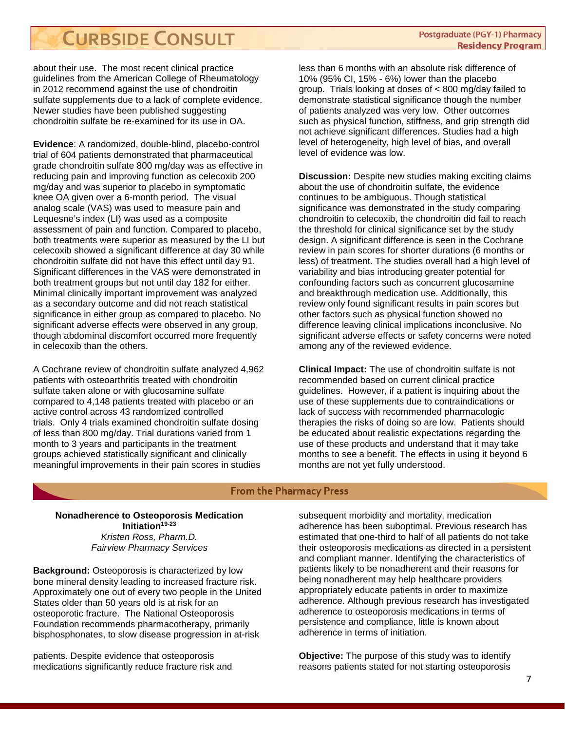about their use. The most recent clinical practice guidelines from the American College of Rheumatology in 2012 recommend against the use of chondroitin sulfate supplements due to a lack of complete evidence. Newer studies have been published suggesting chondroitin sulfate be re-examined for its use in OA.

**Evidence**: A randomized, double-blind, placebo-control trial of 604 patients demonstrated that pharmaceutical grade chondroitin sulfate 800 mg/day was as effective in reducing pain and improving function as celecoxib 200 mg/day and was superior to placebo in symptomatic knee OA given over a 6-month period. The visual analog scale (VAS) was used to measure pain and Lequesne's index (LI) was used as a composite assessment of pain and function. Compared to placebo, both treatments were superior as measured by the LI but celecoxib showed a significant difference at day 30 while chondroitin sulfate did not have this effect until day 91. Significant differences in the VAS were demonstrated in both treatment groups but not until day 182 for either. Minimal clinically important improvement was analyzed as a secondary outcome and did not reach statistical significance in either group as compared to placebo. No significant adverse effects were observed in any group, though abdominal discomfort occurred more frequently in celecoxib than the others.

A Cochrane review of chondroitin sulfate analyzed 4,962 patients with osteoarthritis treated with chondroitin sulfate taken alone or with glucosamine sulfate compared to 4,148 patients treated with placebo or an active control across 43 randomized controlled trials. Only 4 trials examined chondroitin sulfate dosing of less than 800 mg/day. Trial durations varied from 1 month to 3 years and participants in the treatment groups achieved statistically significant and clinically meaningful improvements in their pain scores in studies less than 6 months with an absolute risk difference of 10% (95% CI, 15% - 6%) lower than the placebo group. Trials looking at doses of < 800 mg/day failed to demonstrate statistical significance though the number of patients analyzed was very low. Other outcomes such as physical function, stiffness, and grip strength did not achieve significant differences. Studies had a high level of heterogeneity, high level of bias, and overall level of evidence was low.

**Discussion:** Despite new studies making exciting claims about the use of chondroitin sulfate, the evidence continues to be ambiguous. Though statistical significance was demonstrated in the study comparing chondroitin to celecoxib, the chondroitin did fail to reach the threshold for clinical significance set by the study design. A significant difference is seen in the Cochrane review in pain scores for shorter durations (6 months or less) of treatment. The studies overall had a high level of variability and bias introducing greater potential for confounding factors such as concurrent glucosamine and breakthrough medication use. Additionally, this review only found significant results in pain scores but other factors such as physical function showed no difference leaving clinical implications inconclusive. No significant adverse effects or safety concerns were noted among any of the reviewed evidence.

**Clinical Impact:** The use of chondroitin sulfate is not recommended based on current clinical practice guidelines. However, if a patient is inquiring about the use of these supplements due to contraindications or lack of success with recommended pharmacologic therapies the risks of doing so are low. Patients should be educated about realistic expectations regarding the use of these products and understand that it may take months to see a benefit. The effects in using it beyond 6 months are not yet fully understood.

## From the Pharmacy Press

### Nonadherence to Osteoporosis Medication Initiation[19-23]

*Kristen Ross, Pharm.D.*
*Fairview Pharmacy Services*

**Background:** Osteoporosis is characterized by low bone mineral density leading to increased fracture risk. Approximately one out of every two people in the United States older than 50 years old is at risk for an osteoporotic fracture. The National Osteoporosis Foundation recommends pharmacotherapy, primarily bisphosphonates, to slow disease progression in at-risk patients. Despite evidence that osteoporosis medications significantly reduce fracture risk and subsequent morbidity and mortality, medication adherence has been suboptimal. Previous research has estimated that one-third to half of all patients do not take their osteoporosis medications as directed in a persistent and compliant manner. Identifying the characteristics of patients likely to be nonadherent and their reasons for being nonadherent may help healthcare providers appropriately educate patients in order to maximize adherence. Although previous research has investigated adherence to osteoporosis medications in terms of persistence and compliance, little is known about adherence in terms of initiation.

**Objective:** The purpose of this study was to identify reasons patients stated for not starting osteoporosis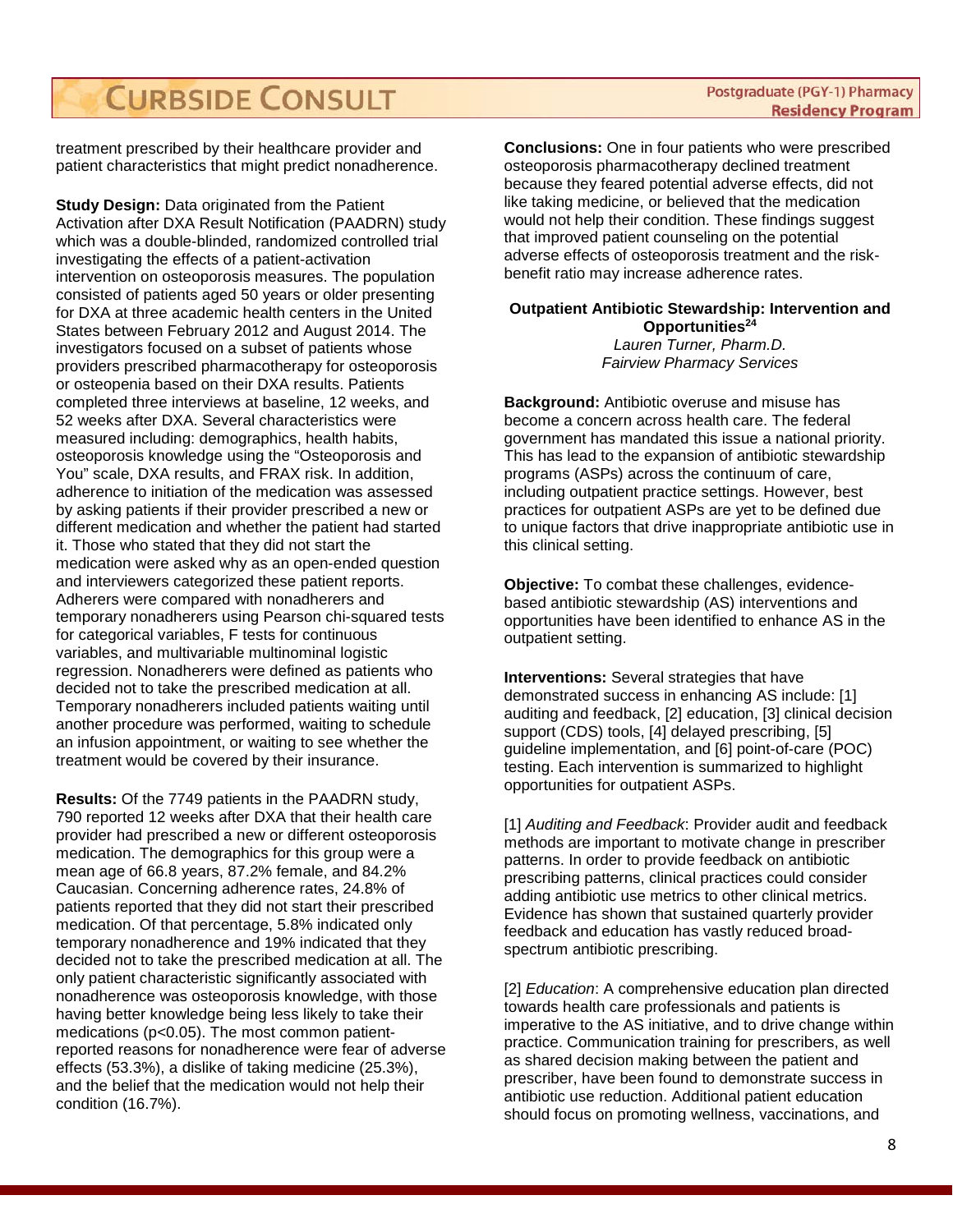treatment prescribed by their healthcare provider and patient characteristics that might predict nonadherence.

**Study Design:** Data originated from the Patient Activation after DXA Result Notification (PAADRN) study which was a double-blinded, randomized controlled trial investigating the effects of a patient-activation intervention on osteoporosis measures. The population consisted of patients aged 50 years or older presenting for DXA at three academic health centers in the United States between February 2012 and August 2014. The investigators focused on a subset of patients whose providers prescribed pharmacotherapy for osteoporosis or osteopenia based on their DXA results. Patients completed three interviews at baseline, 12 weeks, and 52 weeks after DXA. Several characteristics were measured including: demographics, health habits, osteoporosis knowledge using the "Osteoporosis and You" scale, DXA results, and FRAX risk. In addition, adherence to initiation of the medication was assessed by asking patients if their provider prescribed a new or different medication and whether the patient had started it. Those who stated that they did not start the medication were asked why as an open-ended question and interviewers categorized these patient reports. Adherers were compared with nonadherers and temporary nonadherers using Pearson chi-squared tests for categorical variables, F tests for continuous variables, and multivariable multinominal logistic regression. Nonadherers were defined as patients who decided not to take the prescribed medication at all. Temporary nonadherers included patients waiting until another procedure was performed, waiting to schedule an infusion appointment, or waiting to see whether the treatment would be covered by their insurance.

**Results:** Of the 7749 patients in the PAADRN study, 790 reported 12 weeks after DXA that their health care provider had prescribed a new or different osteoporosis medication. The demographics for this group were a mean age of 66.8 years, 87.2% female, and 84.2% Caucasian. Concerning adherence rates, 24.8% of patients reported that they did not start their prescribed medication. Of that percentage, 5.8% indicated only temporary nonadherence and 19% indicated that they decided not to take the prescribed medication at all. The only patient characteristic significantly associated with nonadherence was osteoporosis knowledge, with those having better knowledge being less likely to take their medications ($p<0.05$). The most common patient-reported reasons for nonadherence were fear of adverse effects (53.3%), a dislike of taking medicine (25.3%), and the belief that the medication would not help their condition (16.7%).

**Conclusions:** One in four patients who were prescribed osteoporosis pharmacotherapy declined treatment because they feared potential adverse effects, did not like taking medicine, or believed that the medication would not help their condition. These findings suggest that improved patient counseling on the potential adverse effects of osteoporosis treatment and the risk-benefit ratio may increase adherence rates.

### Outpatient Antibiotic Stewardship: Intervention and Opportunities[24]

*Lauren Turner, Pharm.D.*
*Fairview Pharmacy Services*

**Background:** Antibiotic overuse and misuse has become a concern across health care. The federal government has mandated this issue a national priority. This has lead to the expansion of antibiotic stewardship programs (ASPs) across the continuum of care, including outpatient practice settings. However, best practices for outpatient ASPs are yet to be defined due to unique factors that drive inappropriate antibiotic use in this clinical setting.

**Objective:** To combat these challenges, evidence-based antibiotic stewardship (AS) interventions and opportunities have been identified to enhance AS in the outpatient setting.

**Interventions:** Several strategies that have demonstrated success in enhancing AS include: [1] auditing and feedback, [2] education, [3] clinical decision support (CDS) tools, [4] delayed prescribing, [5] guideline implementation, and [6] point-of-care (POC) testing. Each intervention is summarized to highlight opportunities for outpatient ASPs.

[1] *Auditing and Feedback*: Provider audit and feedback methods are important to motivate change in prescriber patterns. In order to provide feedback on antibiotic prescribing patterns, clinical practices could consider adding antibiotic use metrics to other clinical metrics. Evidence has shown that sustained quarterly provider feedback and education has vastly reduced broad-spectrum antibiotic prescribing.

[2] *Education*: A comprehensive education plan directed towards health care professionals and patients is imperative to the AS initiative, and to drive change within practice. Communication training for prescribers, as well as shared decision making between the patient and prescriber, have been found to demonstrate success in antibiotic use reduction. Additional patient education should focus on promoting wellness, vaccinations, and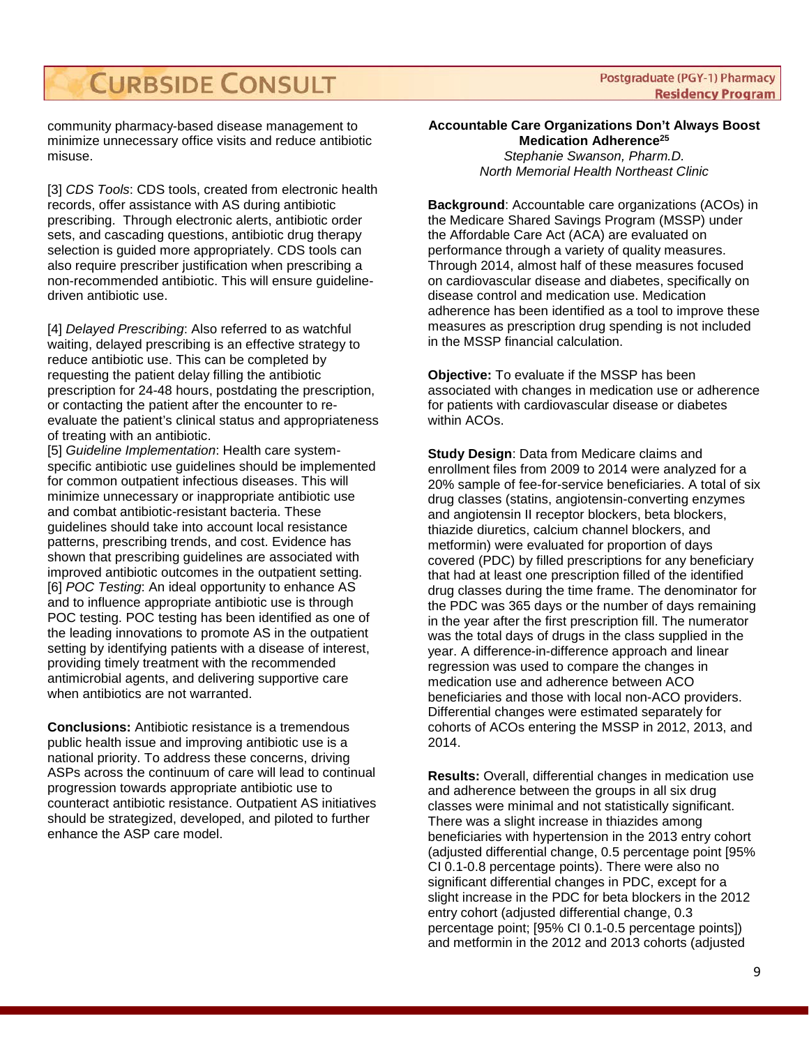community pharmacy-based disease management to minimize unnecessary office visits and reduce antibiotic misuse.

[3] *CDS Tools*: CDS tools, created from electronic health records, offer assistance with AS during antibiotic prescribing. Through electronic alerts, antibiotic order sets, and cascading questions, antibiotic drug therapy selection is guided more appropriately. CDS tools can also require prescriber justification when prescribing a non-recommended antibiotic. This will ensure guideline-driven antibiotic use.

[4] *Delayed Prescribing*: Also referred to as watchful waiting, delayed prescribing is an effective strategy to reduce antibiotic use. This can be completed by requesting the patient delay filling the antibiotic prescription for 24-48 hours, postdating the prescription, or contacting the patient after the encounter to re-evaluate the patient's clinical status and appropriateness of treating with an antibiotic.

[5] *Guideline Implementation*: Health care system-specific antibiotic use guidelines should be implemented for common outpatient infectious diseases. This will minimize unnecessary or inappropriate antibiotic use and combat antibiotic-resistant bacteria. These guidelines should take into account local resistance patterns, prescribing trends, and cost. Evidence has shown that prescribing guidelines are associated with improved antibiotic outcomes in the outpatient setting.

[6] *POC Testing*: An ideal opportunity to enhance AS and to influence appropriate antibiotic use is through POC testing. POC testing has been identified as one of the leading innovations to promote AS in the outpatient setting by identifying patients with a disease of interest, providing timely treatment with the recommended antimicrobial agents, and delivering supportive care when antibiotics are not warranted.

**Conclusions:** Antibiotic resistance is a tremendous public health issue and improving antibiotic use is a national priority. To address these concerns, driving ASPs across the continuum of care will lead to continual progression towards appropriate antibiotic use to counteract antibiotic resistance. Outpatient AS initiatives should be strategized, developed, and piloted to further enhance the ASP care model.

## Accountable Care Organizations Don't Always Boost Medication Adherence[25]

*Stephanie Swanson, Pharm.D.*
*North Memorial Health Northeast Clinic*

**Background**: Accountable care organizations (ACOs) in the Medicare Shared Savings Program (MSSP) under the Affordable Care Act (ACA) are evaluated on performance through a variety of quality measures. Through 2014, almost half of these measures focused on cardiovascular disease and diabetes, specifically on disease control and medication use. Medication adherence has been identified as a tool to improve these measures as prescription drug spending is not included in the MSSP financial calculation.

**Objective:** To evaluate if the MSSP has been associated with changes in medication use or adherence for patients with cardiovascular disease or diabetes within ACOs.

**Study Design**: Data from Medicare claims and enrollment files from 2009 to 2014 were analyzed for a 20% sample of fee-for-service beneficiaries. A total of six drug classes (statins, angiotensin-converting enzymes and angiotensin II receptor blockers, beta blockers, thiazide diuretics, calcium channel blockers, and metformin) were evaluated for proportion of days covered (PDC) by filled prescriptions for any beneficiary that had at least one prescription filled of the identified drug classes during the time frame. The denominator for the PDC was 365 days or the number of days remaining in the year after the first prescription fill. The numerator was the total days of drugs in the class supplied in the year. A difference-in-difference approach and linear regression was used to compare the changes in medication use and adherence between ACO beneficiaries and those with local non-ACO providers. Differential changes were estimated separately for cohorts of ACOs entering the MSSP in 2012, 2013, and 2014.

**Results:** Overall, differential changes in medication use and adherence between the groups in all six drug classes were minimal and not statistically significant. There was a slight increase in thiazides among beneficiaries with hypertension in the 2013 entry cohort (adjusted differential change, 0.5 percentage point [95% CI 0.1-0.8 percentage points). There were also no significant differential changes in PDC, except for a slight increase in the PDC for beta blockers in the 2012 entry cohort (adjusted differential change, 0.3 percentage point; [95% CI 0.1-0.5 percentage points]) and metformin in the 2012 and 2013 cohorts (adjusted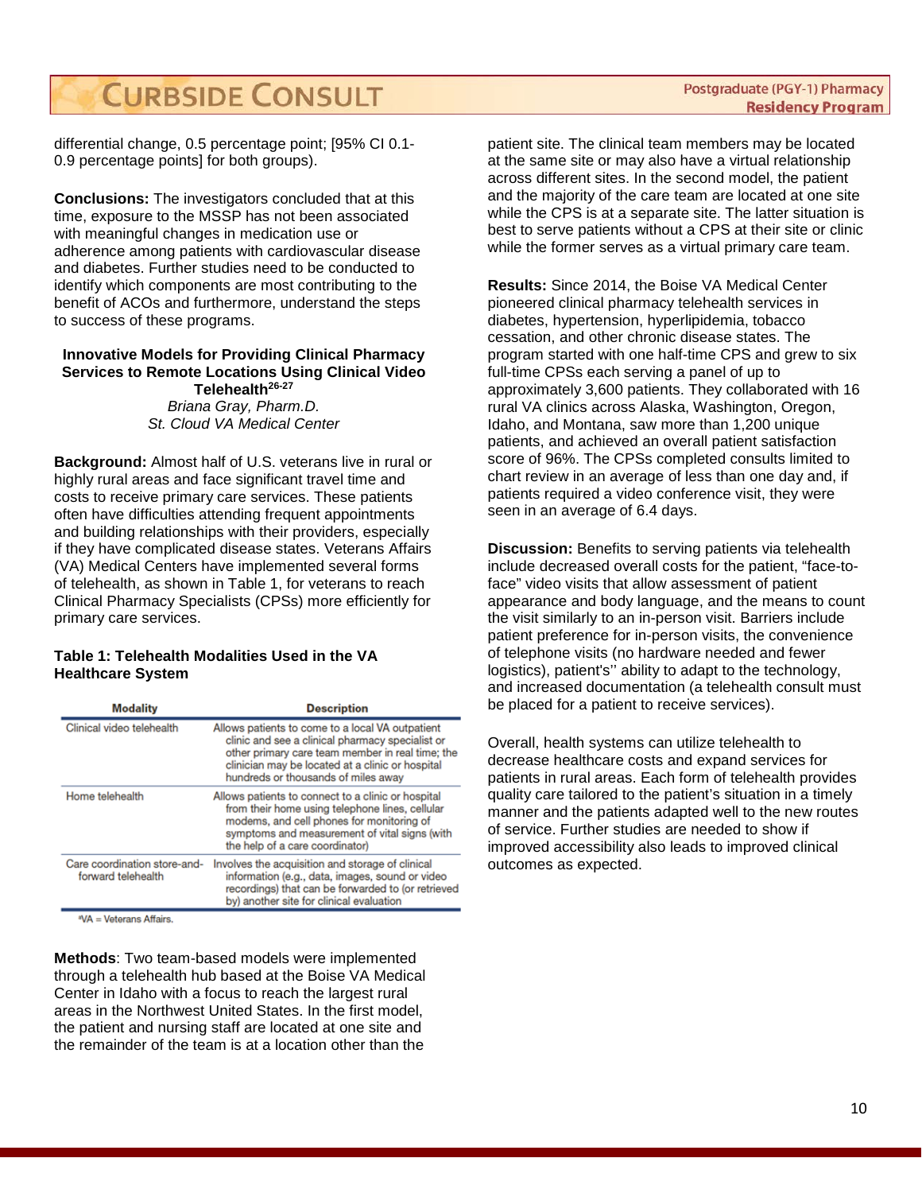differential change, 0.5 percentage point; [95% CI 0.1-0.9 percentage points] for both groups).

**Conclusions:** The investigators concluded that at this time, exposure to the MSSP has not been associated with meaningful changes in medication use or adherence among patients with cardiovascular disease and diabetes. Further studies need to be conducted to identify which components are most contributing to the benefit of ACOs and furthermore, understand the steps to success of these programs.

### Innovative Models for Providing Clinical Pharmacy Services to Remote Locations Using Clinical Video Telehealth[26-27]

*Briana Gray, Pharm.D.*
*St. Cloud VA Medical Center*

**Background:** Almost half of U.S. veterans live in rural or highly rural areas and face significant travel time and costs to receive primary care services. These patients often have difficulties attending frequent appointments and building relationships with their providers, especially if they have complicated disease states. Veterans Affairs (VA) Medical Centers have implemented several forms of telehealth, as shown in Table 1, for veterans to reach Clinical Pharmacy Specialists (CPSs) more efficiently for primary care services.

**Table 1: Telehealth Modalities Used in the VA Healthcare System**

| Modality | Description |
|---|---|
| Clinical video telehealth | Allows patients to come to a local VA outpatient clinic and see a clinical pharmacy specialist or other primary care team member in real time; the clinician may be located at a clinic or hospital hundreds or thousands of miles away |
| Home telehealth | Allows patients to connect to a clinic or hospital from their home using telephone lines, cellular modems, and cell phones for monitoring of symptoms and measurement of vital signs (with the help of a care coordinator) |
| Care coordination store-and-forward telehealth | Involves the acquisition and storage of clinical information (e.g., data, images, sound or video recordings) that can be forwarded to (or retrieved by) another site for clinical evaluation |

[a]VA = Veterans Affairs.

**Methods**: Two team-based models were implemented through a telehealth hub based at the Boise VA Medical Center in Idaho with a focus to reach the largest rural areas in the Northwest United States. In the first model, the patient and nursing staff are located at one site and the remainder of the team is at a location other than the patient site. The clinical team members may be located at the same site or may also have a virtual relationship across different sites. In the second model, the patient and the majority of the care team are located at one site while the CPS is at a separate site. The latter situation is best to serve patients without a CPS at their site or clinic while the former serves as a virtual primary care team.

**Results:** Since 2014, the Boise VA Medical Center pioneered clinical pharmacy telehealth services in diabetes, hypertension, hyperlipidemia, tobacco cessation, and other chronic disease states. The program started with one half-time CPS and grew to six full-time CPSs each serving a panel of up to approximately 3,600 patients. They collaborated with 16 rural VA clinics across Alaska, Washington, Oregon, Idaho, and Montana, saw more than 1,200 unique patients, and achieved an overall patient satisfaction score of 96%. The CPSs completed consults limited to chart review in an average of less than one day and, if patients required a video conference visit, they were seen in an average of 6.4 days.

**Discussion:** Benefits to serving patients via telehealth include decreased overall costs for the patient, "face-to-face" video visits that allow assessment of patient appearance and body language, and the means to count the visit similarly to an in-person visit. Barriers include patient preference for in-person visits, the convenience of telephone visits (no hardware needed and fewer logistics), patient's'' ability to adapt to the technology, and increased documentation (a telehealth consult must be placed for a patient to receive services).

Overall, health systems can utilize telehealth to decrease healthcare costs and expand services for patients in rural areas. Each form of telehealth provides quality care tailored to the patient's situation in a timely manner and the patients adapted well to the new routes of service. Further studies are needed to show if improved accessibility also leads to improved clinical outcomes as expected.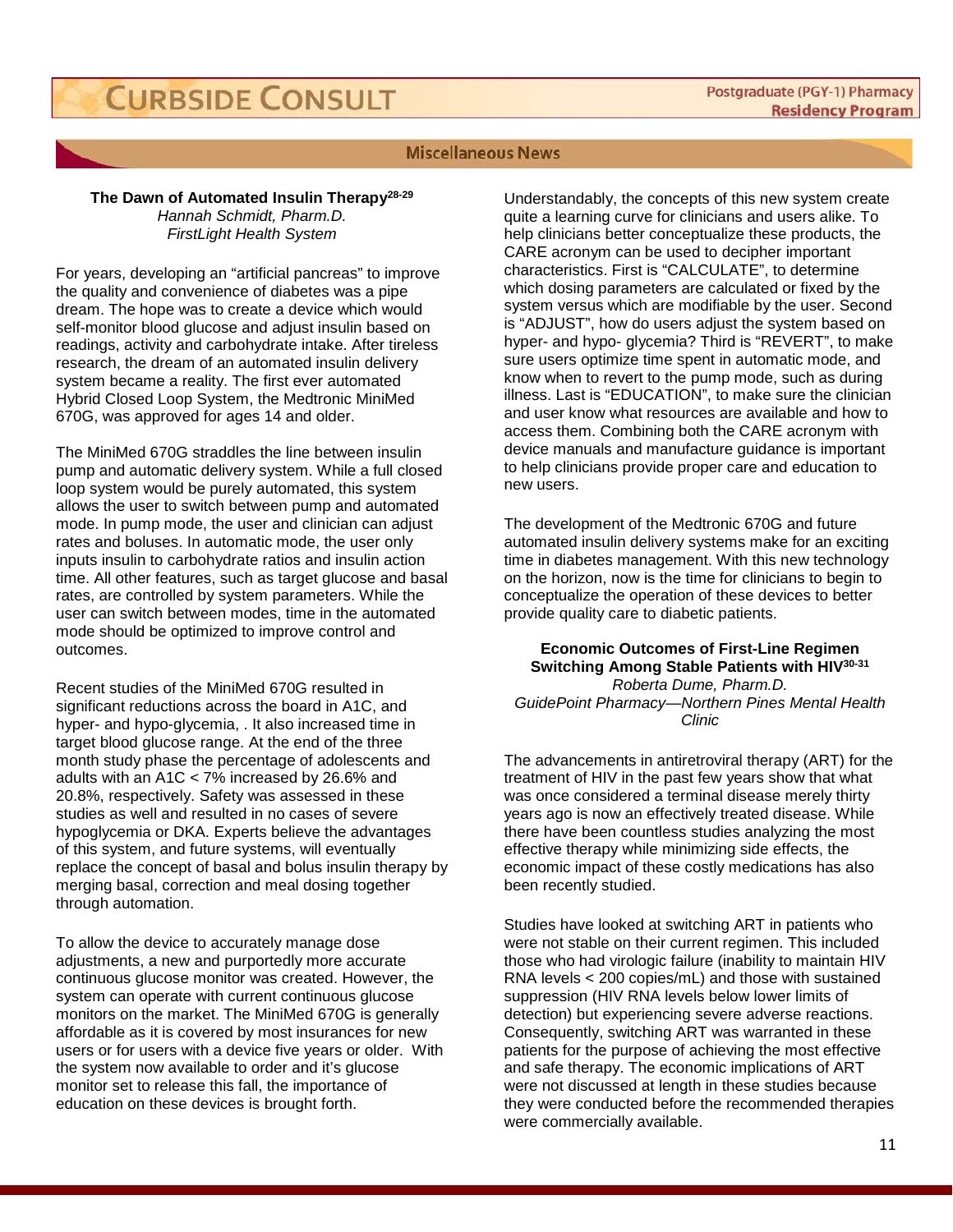## Miscellaneous News

### The Dawn of Automated Insulin Therapy[28-29]

*Hannah Schmidt, Pharm.D.*
*FirstLight Health System*

For years, developing an "artificial pancreas" to improve the quality and convenience of diabetes was a pipe dream. The hope was to create a device which would self-monitor blood glucose and adjust insulin based on readings, activity and carbohydrate intake. After tireless research, the dream of an automated insulin delivery system became a reality. The first ever automated Hybrid Closed Loop System, the Medtronic MiniMed 670G, was approved for ages 14 and older.

The MiniMed 670G straddles the line between insulin pump and automatic delivery system. While a full closed loop system would be purely automated, this system allows the user to switch between pump and automated mode. In pump mode, the user and clinician can adjust rates and boluses. In automatic mode, the user only inputs insulin to carbohydrate ratios and insulin action time. All other features, such as target glucose and basal rates, are controlled by system parameters. While the user can switch between modes, time in the automated mode should be optimized to improve control and outcomes.

Recent studies of the MiniMed 670G resulted in significant reductions across the board in A1C, and hyper- and hypo-glycemia, . It also increased time in target blood glucose range. At the end of the three month study phase the percentage of adolescents and adults with an A1C < 7% increased by 26.6% and 20.8%, respectively. Safety was assessed in these studies as well and resulted in no cases of severe hypoglycemia or DKA. Experts believe the advantages of this system, and future systems, will eventually replace the concept of basal and bolus insulin therapy by merging basal, correction and meal dosing together through automation.

To allow the device to accurately manage dose adjustments, a new and purportedly more accurate continuous glucose monitor was created. However, the system can operate with current continuous glucose monitors on the market. The MiniMed 670G is generally affordable as it is covered by most insurances for new users or for users with a device five years or older. With the system now available to order and it's glucose monitor set to release this fall, the importance of education on these devices is brought forth.

Understandably, the concepts of this new system create quite a learning curve for clinicians and users alike. To help clinicians better conceptualize these products, the CARE acronym can be used to decipher important characteristics. First is "CALCULATE", to determine which dosing parameters are calculated or fixed by the system versus which are modifiable by the user. Second is "ADJUST", how do users adjust the system based on hyper- and hypo- glycemia? Third is "REVERT", to make sure users optimize time spent in automatic mode, and know when to revert to the pump mode, such as during illness. Last is "EDUCATION", to make sure the clinician and user know what resources are available and how to access them. Combining both the CARE acronym with device manuals and manufacture guidance is important to help clinicians provide proper care and education to new users.

The development of the Medtronic 670G and future automated insulin delivery systems make for an exciting time in diabetes management. With this new technology on the horizon, now is the time for clinicians to begin to conceptualize the operation of these devices to better provide quality care to diabetic patients.

### Economic Outcomes of First-Line Regimen Switching Among Stable Patients with HIV[30-31]

*Roberta Dume, Pharm.D.*
*GuidePoint Pharmacy—Northern Pines Mental Health Clinic*

The advancements in antiretroviral therapy (ART) for the treatment of HIV in the past few years show that what was once considered a terminal disease merely thirty years ago is now an effectively treated disease. While there have been countless studies analyzing the most effective therapy while minimizing side effects, the economic impact of these costly medications has also been recently studied.

Studies have looked at switching ART in patients who were not stable on their current regimen. This included those who had virologic failure (inability to maintain HIV RNA levels < 200 copies/mL) and those with sustained suppression (HIV RNA levels below lower limits of detection) but experiencing severe adverse reactions. Consequently, switching ART was warranted in these patients for the purpose of achieving the most effective and safe therapy. The economic implications of ART were not discussed at length in these studies because they were conducted before the recommended therapies were commercially available.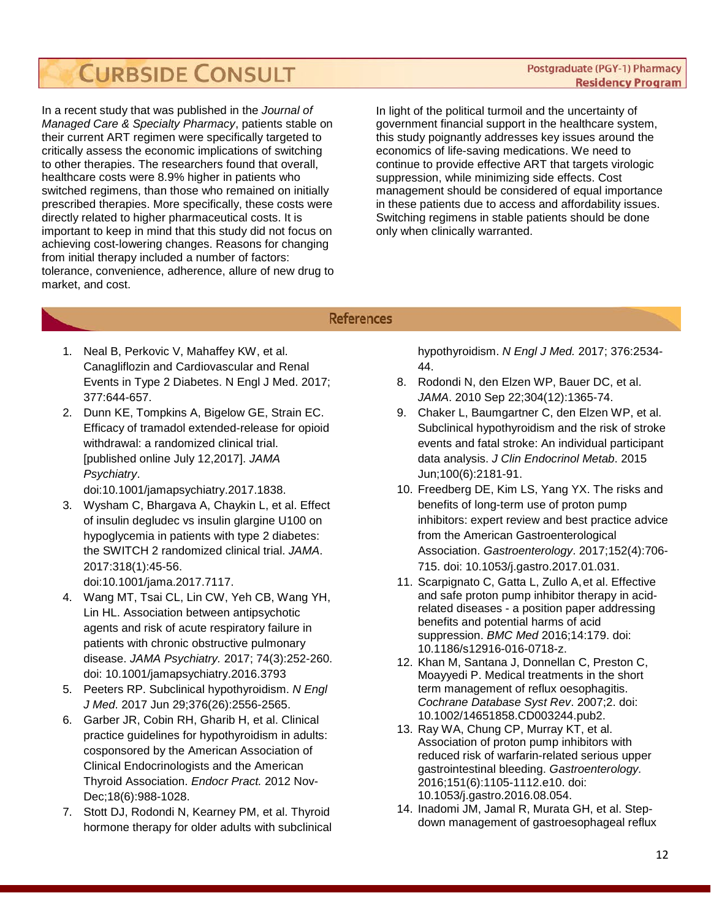In a recent study that was published in the *Journal of Managed Care & Specialty Pharmacy*, patients stable on their current ART regimen were specifically targeted to critically assess the economic implications of switching to other therapies. The researchers found that overall, healthcare costs were 8.9% higher in patients who switched regimens, than those who remained on initially prescribed therapies. More specifically, these costs were directly related to higher pharmaceutical costs. It is important to keep in mind that this study did not focus on achieving cost-lowering changes. Reasons for changing from initial therapy included a number of factors: tolerance, convenience, adherence, allure of new drug to market, and cost.

In light of the political turmoil and the uncertainty of government financial support in the healthcare system, this study poignantly addresses key issues around the economics of life-saving medications. We need to continue to provide effective ART that targets virologic suppression, while minimizing side effects. Cost management should be considered of equal importance in these patients due to access and affordability issues. Switching regimens in stable patients should be done only when clinically warranted.

## References

1. Neal B, Perkovic V, Mahaffey KW, et al. Canagliflozin and Cardiovascular and Renal Events in Type 2 Diabetes. N Engl J Med. 2017; 377:644-657.
2. Dunn KE, Tompkins A, Bigelow GE, Strain EC. Efficacy of tramadol extended-release for opioid withdrawal: a randomized clinical trial. [published online July 12,2017]. *JAMA Psychiatry*. doi:10.1001/jamapsychiatry.2017.1838.
3. Wysham C, Bhargava A, Chaykin L, et al. Effect of insulin degludec vs insulin glargine U100 on hypoglycemia in patients with type 2 diabetes: the SWITCH 2 randomized clinical trial. *JAMA*. 2017:318(1):45-56. doi:10.1001/jama.2017.7117.
4. Wang MT, Tsai CL, Lin CW, Yeh CB, Wang YH, Lin HL. Association between antipsychotic agents and risk of acute respiratory failure in patients with chronic obstructive pulmonary disease. *JAMA Psychiatry.* 2017; 74(3):252-260. doi: 10.1001/jamapsychiatry.2016.3793
5. Peeters RP. Subclinical hypothyroidism. *N Engl J Med*. 2017 Jun 29;376(26):2556-2565.
6. Garber JR, Cobin RH, Gharib H, et al. Clinical practice guidelines for hypothyroidism in adults: cosponsored by the American Association of Clinical Endocrinologists and the American Thyroid Association. *Endocr Pract.* 2012 Nov-Dec;18(6):988-1028.
7. Stott DJ, Rodondi N, Kearney PM, et al. Thyroid hormone therapy for older adults with subclinical hypothyroidism. *N Engl J Med.* 2017; 376:2534-44.
8. Rodondi N, den Elzen WP, Bauer DC, et al. *JAMA*. 2010 Sep 22;304(12):1365-74.
9. Chaker L, Baumgartner C, den Elzen WP, et al. Subclinical hypothyroidism and the risk of stroke events and fatal stroke: An individual participant data analysis. *J Clin Endocrinol Metab*. 2015 Jun;100(6):2181-91.
10. Freedberg DE, Kim LS, Yang YX. The risks and benefits of long-term use of proton pump inhibitors: expert review and best practice advice from the American Gastroenterological Association. *Gastroenterology*. 2017;152(4):706-715. doi: 10.1053/j.gastro.2017.01.031.
11. Scarpignato C, Gatta L, Zullo A, et al. Effective and safe proton pump inhibitor therapy in acid-related diseases - a position paper addressing benefits and potential harms of acid suppression. *BMC Med* 2016;14:179. doi: 10.1186/s12916-016-0718-z.
12. Khan M, Santana J, Donnellan C, Preston C, Moayyedi P. Medical treatments in the short term management of reflux oesophagitis. *Cochrane Database Syst Rev*. 2007;2. doi: 10.1002/14651858.CD003244.pub2.
13. Ray WA, Chung CP, Murray KT, et al. Association of proton pump inhibitors with reduced risk of warfarin-related serious upper gastrointestinal bleeding. *Gastroenterology.* 2016;151(6):1105-1112.e10. doi: 10.1053/j.gastro.2016.08.054.
14. Inadomi JM, Jamal R, Murata GH, et al. Step-down management of gastroesophageal reflux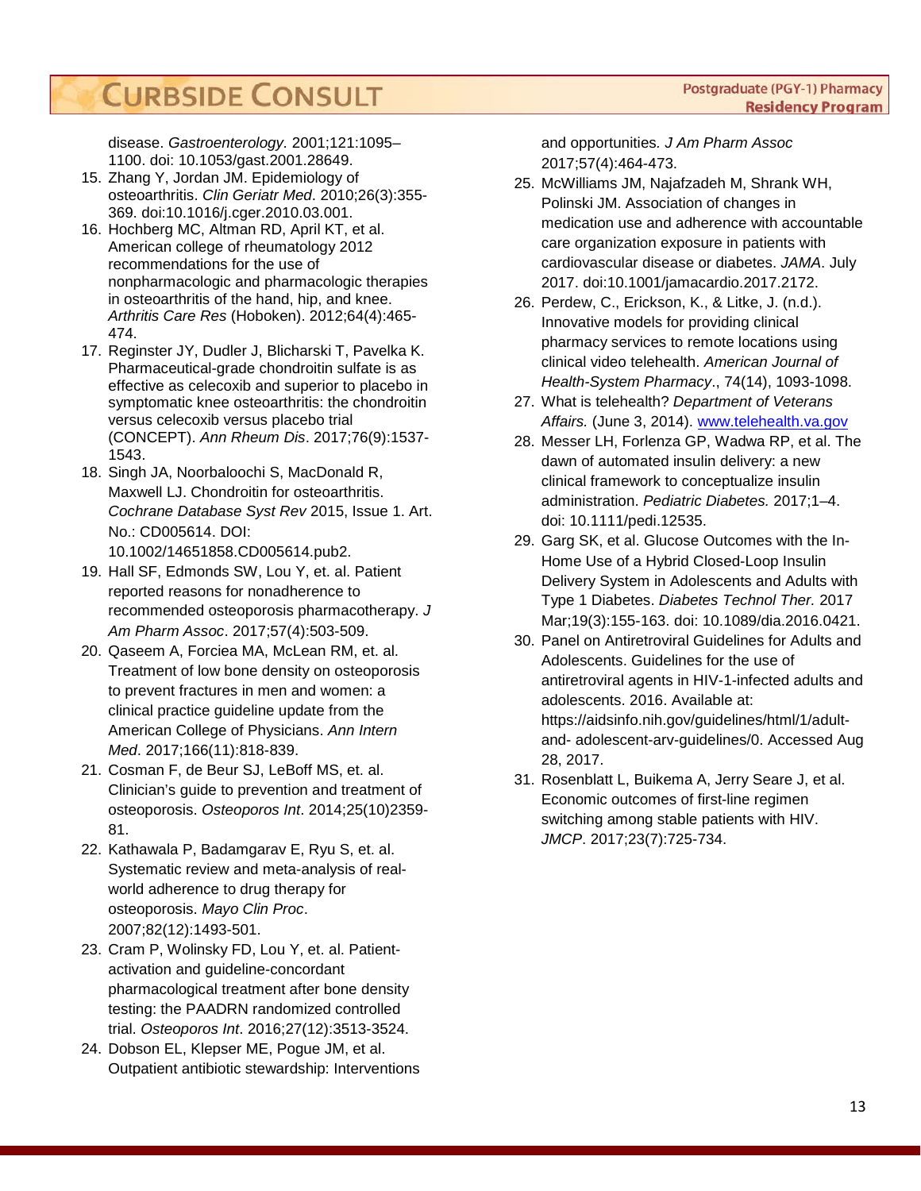disease. *Gastroenterology*. 2001;121:1095–1100. doi: 10.1053/gast.2001.28649.

15. Zhang Y, Jordan JM. Epidemiology of osteoarthritis. *Clin Geriatr Med*. 2010;26(3):355-369. doi:10.1016/j.cger.2010.03.001.
16. Hochberg MC, Altman RD, April KT, et al. American college of rheumatology 2012 recommendations for the use of nonpharmacologic and pharmacologic therapies in osteoarthritis of the hand, hip, and knee. *Arthritis Care Res* (Hoboken). 2012;64(4):465-474.
17. Reginster JY, Dudler J, Blicharski T, Pavelka K. Pharmaceutical-grade chondroitin sulfate is as effective as celecoxib and superior to placebo in symptomatic knee osteoarthritis: the chondroitin versus celecoxib versus placebo trial (CONCEPT). *Ann Rheum Dis*. 2017;76(9):1537-1543.
18. Singh JA, Noorbaloochi S, MacDonald R, Maxwell LJ. Chondroitin for osteoarthritis. *Cochrane Database Syst Rev* 2015, Issue 1. Art. No.: CD005614. DOI: 10.1002/14651858.CD005614.pub2.
19. Hall SF, Edmonds SW, Lou Y, et. al. Patient reported reasons for nonadherence to recommended osteoporosis pharmacotherapy. *J Am Pharm Assoc*. 2017;57(4):503-509.
20. Qaseem A, Forciea MA, McLean RM, et. al. Treatment of low bone density on osteoporosis to prevent fractures in men and women: a clinical practice guideline update from the American College of Physicians. *Ann Intern Med*. 2017;166(11):818-839.
21. Cosman F, de Beur SJ, LeBoff MS, et. al. Clinician's guide to prevention and treatment of osteoporosis. *Osteoporos Int*. 2014;25(10)2359-81.
22. Kathawala P, Badamgarav E, Ryu S, et. al. Systematic review and meta-analysis of real-world adherence to drug therapy for osteoporosis. *Mayo Clin Proc*. 2007;82(12):1493-501.
23. Cram P, Wolinsky FD, Lou Y, et. al. Patient-activation and guideline-concordant pharmacological treatment after bone density testing: the PAADRN randomized controlled trial. *Osteoporos Int*. 2016;27(12):3513-3524.
24. Dobson EL, Klepser ME, Pogue JM, et al. Outpatient antibiotic stewardship: Interventions and opportunities. *J Am Pharm Assoc* 2017;57(4):464-473.
25. McWilliams JM, Najafzadeh M, Shrank WH, Polinski JM. Association of changes in medication use and adherence with accountable care organization exposure in patients with cardiovascular disease or diabetes. *JAMA*. July 2017. doi:10.1001/jamacardio.2017.2172.
26. Perdew, C., Erickson, K., & Litke, J. (n.d.). Innovative models for providing clinical pharmacy services to remote locations using clinical video telehealth. *American Journal of Health-System Pharmacy*., 74(14), 1093-1098.
27. What is telehealth? *Department of Veterans Affairs.* (June 3, 2014). www.telehealth.va.gov
28. Messer LH, Forlenza GP, Wadwa RP, et al. The dawn of automated insulin delivery: a new clinical framework to conceptualize insulin administration. *Pediatric Diabetes.* 2017;1–4. doi: 10.1111/pedi.12535.
29. Garg SK, et al. Glucose Outcomes with the In-Home Use of a Hybrid Closed-Loop Insulin Delivery System in Adolescents and Adults with Type 1 Diabetes. *Diabetes Technol Ther.* 2017 Mar;19(3):155-163. doi: 10.1089/dia.2016.0421.
30. Panel on Antiretroviral Guidelines for Adults and Adolescents. Guidelines for the use of antiretroviral agents in HIV-1-infected adults and adolescents. 2016. Available at: https://aidsinfo.nih.gov/guidelines/html/1/adult-and- adolescent-arv-guidelines/0. Accessed Aug 28, 2017.
31. Rosenblatt L, Buikema A, Jerry Seare J, et al. Economic outcomes of first-line regimen switching among stable patients with HIV. *JMCP*. 2017;23(7):725-734.